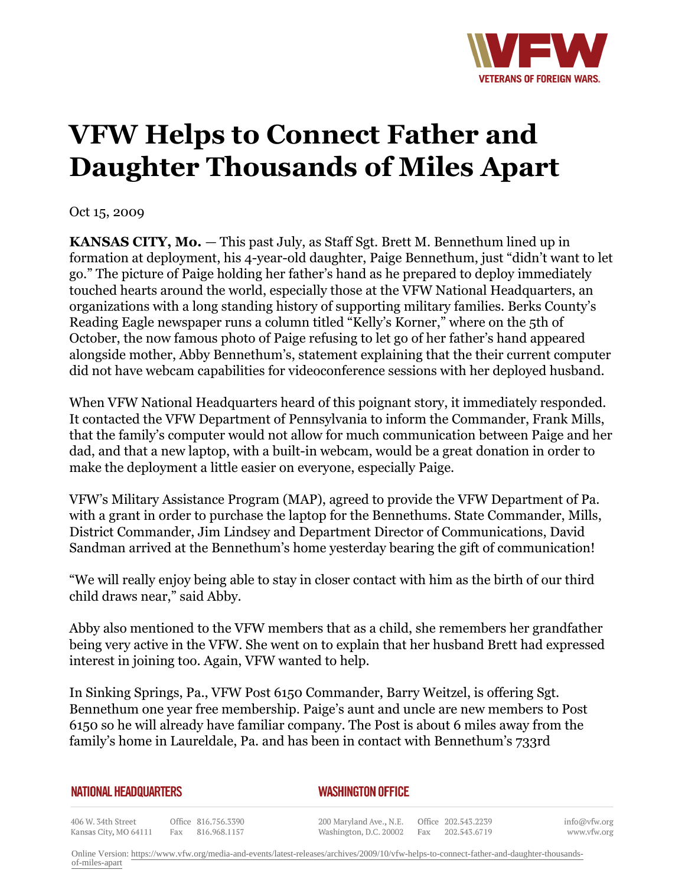# VFW Helps to Connect Father and Daughter Thousands of Miles Apart

Oct 15, 2009

**KANSAS CITY, Mo.** — This past July, as Staff Sgt. Brett M. Bennethum lined up in formation at deployment, his 4-year-old daughter, Paige Bennethum, just "didn't want to let go." The picture of Paige holding her father's hand as he prepared to deploy immediately touched hearts around the world, especially those at the VFW National Headquarters, an organizations with a long standing history of supporting military families. Berks County's Reading Eagle newspaper runs a column titled "Kelly's Korner," where on the 5th of October, the now famous photo of Paige refusing to let go of her father's hand appeared alongside mother, Abby Bennethum's, statement explaining that the their current computer did not have webcam capabilities for videoconference sessions with her deployed husband.

When VFW National Headquarters heard of this poignant story, it immediately responded. It contacted the VFW Department of Pennsylvania to inform the Commander, Frank Mills, that the family's computer would not allow for much communication between Paige and her dad, and that a new laptop, with a built-in webcam, would be a great donation in order to make the deployment a little easier on everyone, especially Paige.

VFW's Military Assistance Program (MAP), agreed to provide the VFW Department of Pa. with a grant in order to purchase the laptop for the Bennethums. State Commander, Mills, District Commander, Jim Lindsey and Department Director of Communications, David Sandman arrived at the Bennethum's home yesterday bearing the gift of communication!

"We will really enjoy being able to stay in closer contact with him as the birth of our third child draws near," said Abby.

Abby also mentioned to the VFW members that as a child, she remembers her grandfather being very active in the VFW. She went on to explain that her husband Brett had expressed interest in joining too. Again, VFW wanted to help.

In Sinking Springs, Pa., VFW Post 6150 Commander, Barry Weitzel, is offering Sgt. Bennethum one year free membership. Paige's aunt and uncle are new members to Post 6150 so he will already have familiar company. The Post is about 6 miles away from the family's home in Laureldale, Pa. and has been in contact with Bennethum's 733rd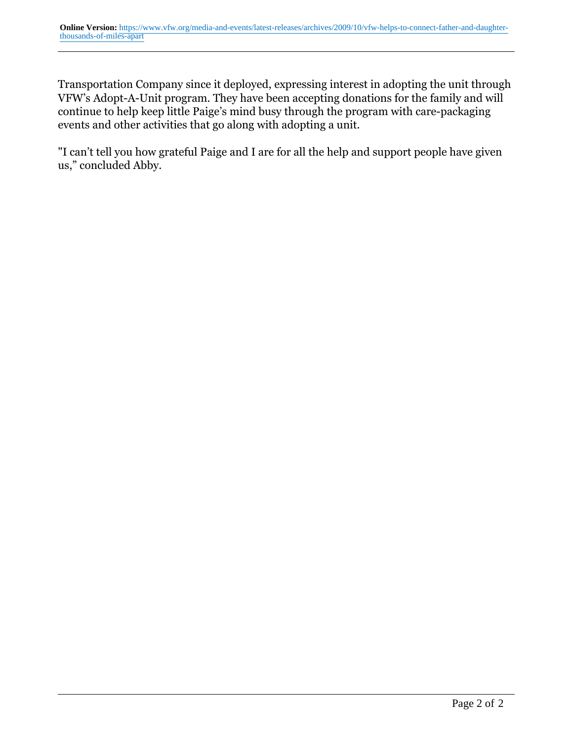Transportation Company since it deployed, expressing interest in adopting the unit through VFW's Adopt-A-Unit program. They have been accepting donations for the family and will continue to help keep little Paige's mind busy through the program with care-packaging events and other activities that go along with adopting a unit.

"I can't tell you how grateful Paige and I are for all the help and support people have given us," concluded Abby.